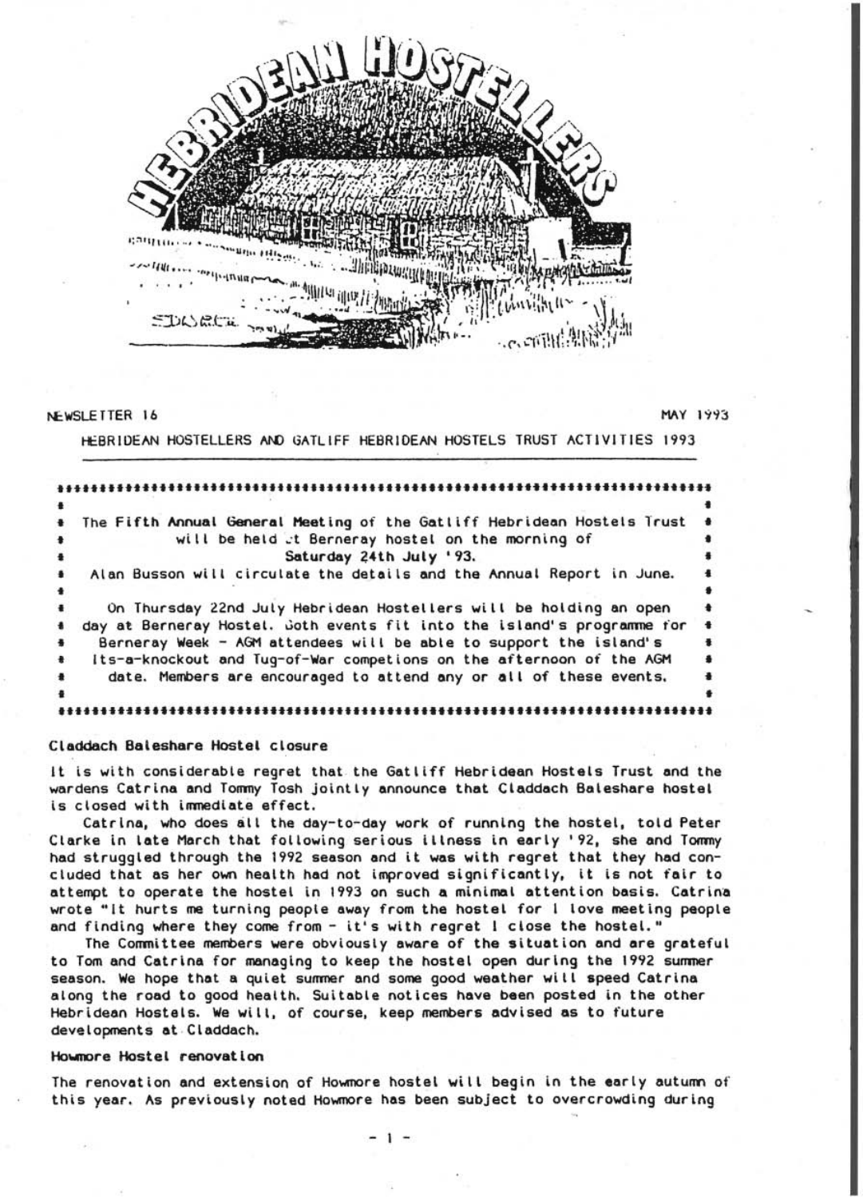# HEBRIDEAN HOSTELLERS

NEWSLETTER 16 MAY 1993

HEBRIDEAN HOSTELLERS AND GATLIFF HEBRIDEAN HOSTELS TRUST ACTIVITIES 1993

---

The Fifth Annual General Meeting of the Gatliff Hebridean Hostels Trust will be held at Berneray hostel on the morning of **Saturday 24th July '93.**
Alan Busson will circulate the details and the Annual Report in June.

On Thursday 22nd July Hebridean Hostellers will be holding an open day at Berneray Hostel. Both events fit into the island's programme for Berneray Week - AGM attendees will be able to support the island's Its-a-knockout and Tug-of-War competions on the afternoon of the AGM date. Members are encouraged to attend any or all of these events.

---

### Claddach Baleshare Hostel closure

It is with considerable regret that the Gatliff Hebridean Hostels Trust and the wardens Catrina and Tommy Tosh jointly announce that Claddach Baleshare hostel is closed with immediate effect.

Catrina, who does all the day-to-day work of running the hostel, told Peter Clarke in late March that following serious illness in early '92, she and Tommy had struggled through the 1992 season and it was with regret that they had concluded that as her own health had not improved significantly, it is not fair to attempt to operate the hostel in 1993 on such a minimal attention basis. Catrina wrote "It hurts me turning people away from the hostel for I love meeting people and finding where they come from - it's with regret I close the hostel."

The Committee members were obviously aware of the situation and are grateful to Tom and Catrina for managing to keep the hostel open during the 1992 summer season. We hope that a quiet summer and some good weather will speed Catrina along the road to good health. Suitable notices have been posted in the other Hebridean Hostels. We will, of course, keep members advised as to future developments at Claddach.

### Howmore Hostel renovation

The renovation and extension of Howmore hostel will begin in the early autumn of this year. As previously noted Howmore has been subject to overcrowding during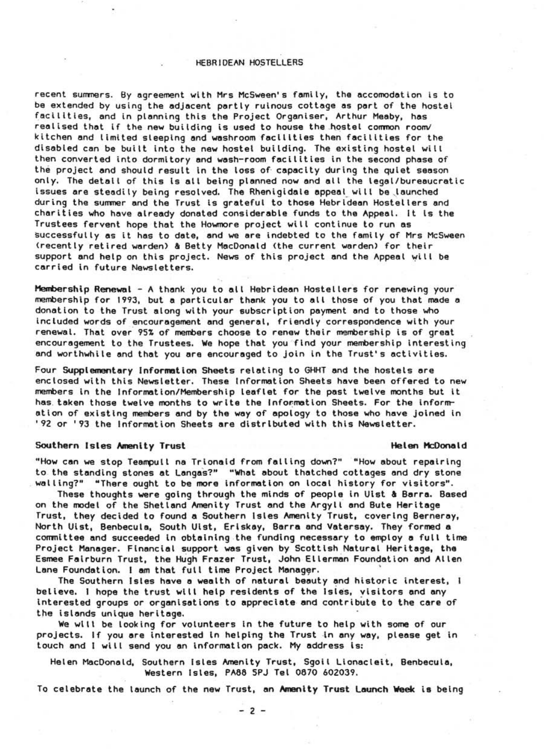recent summers. By agreement with Mrs McSween's family, the accomodation is to be extended by using the adjacent partly ruinous cottage as part of the hostel facilities, and in planning this the Project Organiser, Arthur Meaby, has realised that if the new building is used to house the hostel common room/ kitchen and limited sleeping and washroom facilities then facilities for the disabled can be built into the new hostel building. The existing hostel will then converted into dormitory and wash-room facilities in the second phase of the project and should result in the loss of capacity during the quiet season only. The detail of this is all being planned now and all the legal/bureaucratic issues are steadily being resolved. The Rhenigidale appeal will be launched during the summer and the Trust is grateful to those Hebridean Hostellers and charities who have already donated considerable funds to the Appeal. It is the Trustees fervent hope that the Howmore project will continue to run as successfully as it has to date, and we are indebted to the family of Mrs McSween (recently retired warden) & Betty MacDonald (the current warden) for their support and help on this project. News of this project and the Appeal will be carried in future Newsletters.

**Membership Renewal** - A thank you to all Hebridean Hostellers for renewing your membership for 1993, but a particular thank you to all those of you that made a donation to the Trust along with your subscription payment and to those who included words of encouragement and general, friendly correspondence with your renewal. That over 95% of members choose to renew their membership is of great encouragement to the Trustees. We hope that you find your membership interesting and worthwhile and that you are encouraged to join in the Trust's activities.

Four **Supplementary Information Sheets** relating to GHHT and the hostels are enclosed with this Newsletter. These Information Sheets have been offered to new members in the Information/Membership leaflet for the past twelve months but it has taken those twelve months to write the Information Sheets. For the information of existing members and by the way of apology to those who have joined in '92 or '93 the Information Sheets are distributed with this Newsletter.

## Southern Isles Amenity Trust

**Helen McDonald**

"How can we stop Teampull na Trionaid from falling down?" "How about repairing to the standing stones at Langas?" "What about thatched cottages and dry stone walling?" "There ought to be more information on local history for visitors".

These thoughts were going through the minds of people in Uist & Barra. Based on the model of the Shetland Amenity Trust and the Argyll and Bute Heritage Trust, they decided to found a Southern Isles Amenity Trust, covering Berneray, North Uist, Benbecula, South Uist, Eriskay, Barra and Vatersay. They formed a committee and succeeded in obtaining the funding necessary to employ a full time Project Manager. Financial support was given by Scottish Natural Heritage, the Esmee Fairburn Trust, the Hugh Frazer Trust, John Ellerman Foundation and Allen Lane Foundation. I am that full time Project Manager.

The Southern Isles have a wealth of natural beauty and historic interest, I believe. I hope the trust will help residents of the Isles, visitors and any interested groups or organisations to appreciate and contribute to the care of the islands unique heritage.

We will be looking for volunteers in the future to help with some of our projects. If you are interested in helping the Trust in any way, please get in touch and I will send you an information pack. My address is:

Helen MacDonald, Southern Isles Amenity Trust, Sgoil Lionacleit, Benbecula, Western Isles, PA88 5PJ Tel 0870 602039.

To celebrate the launch of the new Trust, an **Amenity Trust Launch Week** is being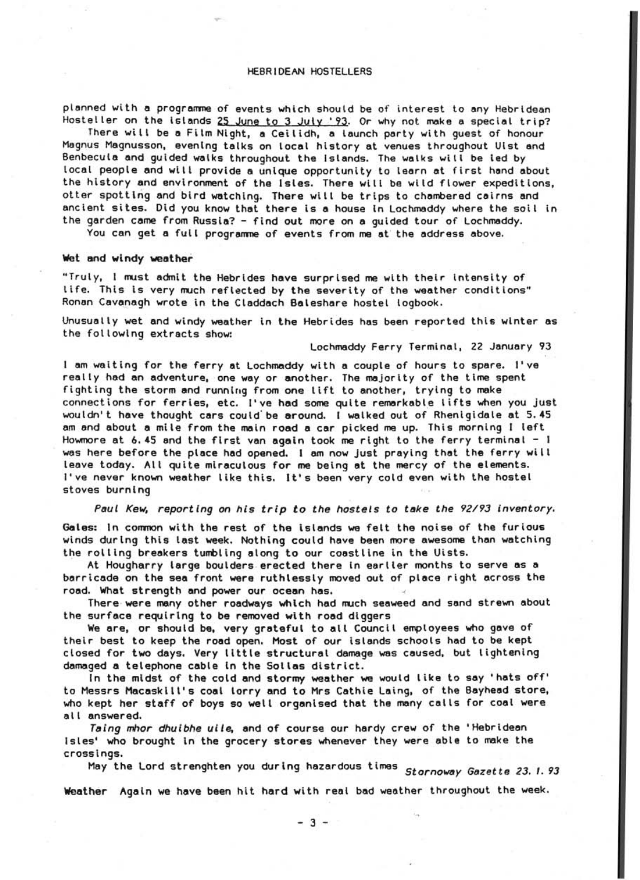planned with a programme of events which should be of interest to any Hebridean Hosteller on the islands 25 June to 3 July '93. Or why not make a special trip?

There will be a Film Night, a Ceilidh, a launch party with guest of honour Magnus Magnusson, evening talks on local history at venues throughout Uist and Benbecula and guided walks throughout the Islands. The walks will be led by local people and will provide a unique opportunity to learn at first hand about the history and environment of the Isles. There will be wild flower expeditions, otter spotting and bird watching. There will be trips to chambered cairns and ancient sites. Did you know that there is a house in Lochmaddy where the soil in the garden came from Russia? - find out more on a guided tour of Lochmaddy.

You can get a full programme of events from me at the address above.

**Wet and windy weather**

"Truly, I must admit the Hebrides have surprised me with their intensity of life. This is very much reflected by the severity of the weather conditions" Ronan Cavanagh wrote in the Claddach Baleshare hostel logbook.

Unusually wet and windy weather in the Hebrides has been reported this winter as the following extracts show:

Lochmaddy Ferry Terminal, 22 January 93

I am waiting for the ferry at Lochmaddy with a couple of hours to spare. I've really had an adventure, one way or another. The majority of the time spent fighting the storm and running from one lift to another, trying to make connections for ferries, etc. I've had some quite remarkable lifts when you just wouldn't have thought cars could be around. I walked out of Rhenigidale at 5.45 am and about a mile from the main road a car picked me up. This morning I left Howmore at 6.45 and the first van again took me right to the ferry terminal - I was here before the place had opened. I am now just praying that the ferry will leave today. All quite miraculous for me being at the mercy of the elements. I've never known weather like this. It's been very cold even with the hostel stoves burning

*Paul Kew, reporting on his trip to the hostels to take the 92/93 inventory.*

**Gales:** In common with the rest of the islands we felt the noise of the furious winds during this last week. Nothing could have been more awesome than watching the rolling breakers tumbling along to our coastline in the Uists.

At Hougharry large boulders erected there in earlier months to serve as a barricade on the sea front were ruthlessly moved out of place right across the road. What strength and power our ocean has.

There were many other roadways which had much seaweed and sand strewn about the surface requiring to be removed with road diggers

We are, or should be, very grateful to all Council employees who gave of their best to keep the road open. Most of our islands schools had to be kept closed for two days. Very little structural damage was caused, but lightening damaged a telephone cable in the Sollas district.

In the midst of the cold and stormy weather we would like to say 'hats off' to Messrs Macaskill's coal lorry and to Mrs Cathie Laing, of the Bayhead store, who kept her staff of boys so well organised that the many calls for coal were all answered.

*Taing mhor dhuibhe uile*, and of course our hardy crew of the 'Hebridean Isles' who brought in the grocery stores whenever they were able to make the crossings.

May the Lord strenghten you during hazardous times *Stornoway Gazette 23. I. 93*

**Weather** Again we have been hit hard with real bad weather throughout the week.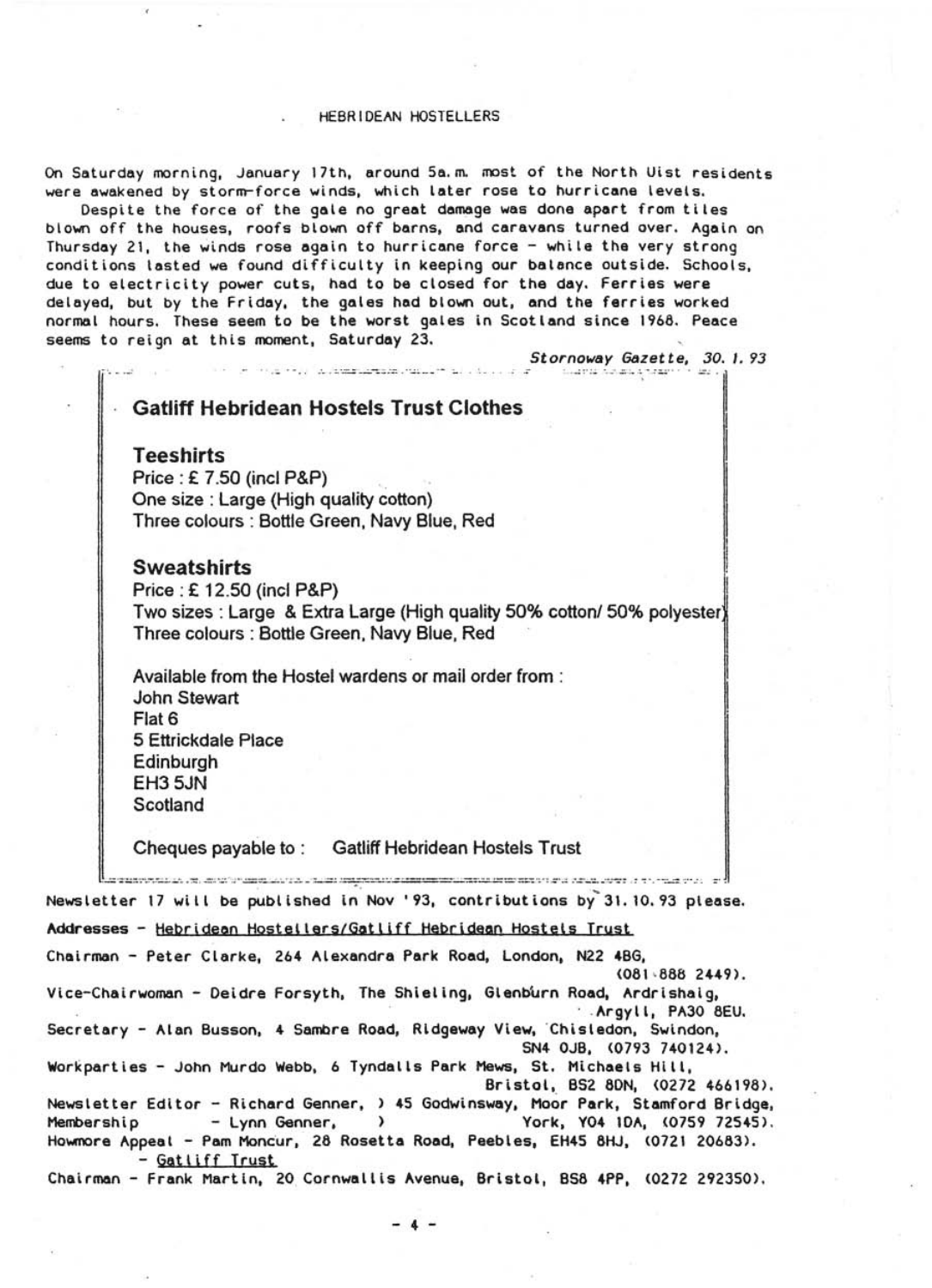HEBRIDEAN HOSTELLERS

On Saturday morning, January 17th, around 5a.m. most of the North Uist residents were awakened by storm-force winds, which later rose to hurricane levels.

Despite the force of the gale no great damage was done apart from tiles blown off the houses, roofs blown off barns, and caravans turned over. Again on Thursday 21, the winds rose again to hurricane force - while the very strong conditions lasted we found difficulty in keeping our balance outside. Schools, due to electricity power cuts, had to be closed for the day. Ferries were delayed, but by the Friday, the gales had blown out, and the ferries worked normal hours. These seem to be the worst gales in Scotland since 1968. Peace seems to reign at this moment, Saturday 23.

*Stornoway Gazette, 30. 1. 93*

## Gatliff Hebridean Hostels Trust Clothes

### Teeshirts

Price : £ 7.50 (incl P&P)
One size : Large (High quality cotton)
Three colours : Bottle Green, Navy Blue, Red

### Sweatshirts

Price : £ 12.50 (incl P&P)
Two sizes : Large & Extra Large (High quality 50% cotton/ 50% polyester)
Three colours : Bottle Green, Navy Blue, Red

Available from the Hostel wardens or mail order from :
John Stewart
Flat 6
5 Ettrickdale Place
Edinburgh
EH3 5JN
Scotland

Cheques payable to : Gatliff Hebridean Hostels Trust

Newsletter 17 will be published in Nov '93, contributions by 31.10.93 please.

Addresses - Hebridean Hostellers/Gatliff Hebridean Hostels Trust

Chairman - Peter Clarke, 264 Alexandra Park Road, London, N22 4BG, (081 888 2449).

Vice-Chairwoman - Deidre Forsyth, The Shieling, Glenburn Road, Ardrishaig, Argyll, PA30 8EU.

Secretary - Alan Busson, 4 Sambre Road, Ridgeway View, Chisledon, Swindon, SN4 0JB, (0793 740124).

Workparties - John Murdo Webb, 6 Tyndalls Park Mews, St. Michaels Hill, Bristol, BS2 8DN, (0272 466198).

Newsletter Editor - Richard Genner, ) 45 Godwinsway, Moor Park, Stamford Bridge,
Membership - Lynn Genner, ) York, YO4 1DA, (0759 72545).

Howmore Appeal - Pam Moncur, 28 Rosetta Road, Peebles, EH45 8HJ, (0721 20683).

- Gatliff Trust

Chairman - Frank Martin, 20 Cornwallis Avenue, Bristol, BS8 4PP, (0272 292350).